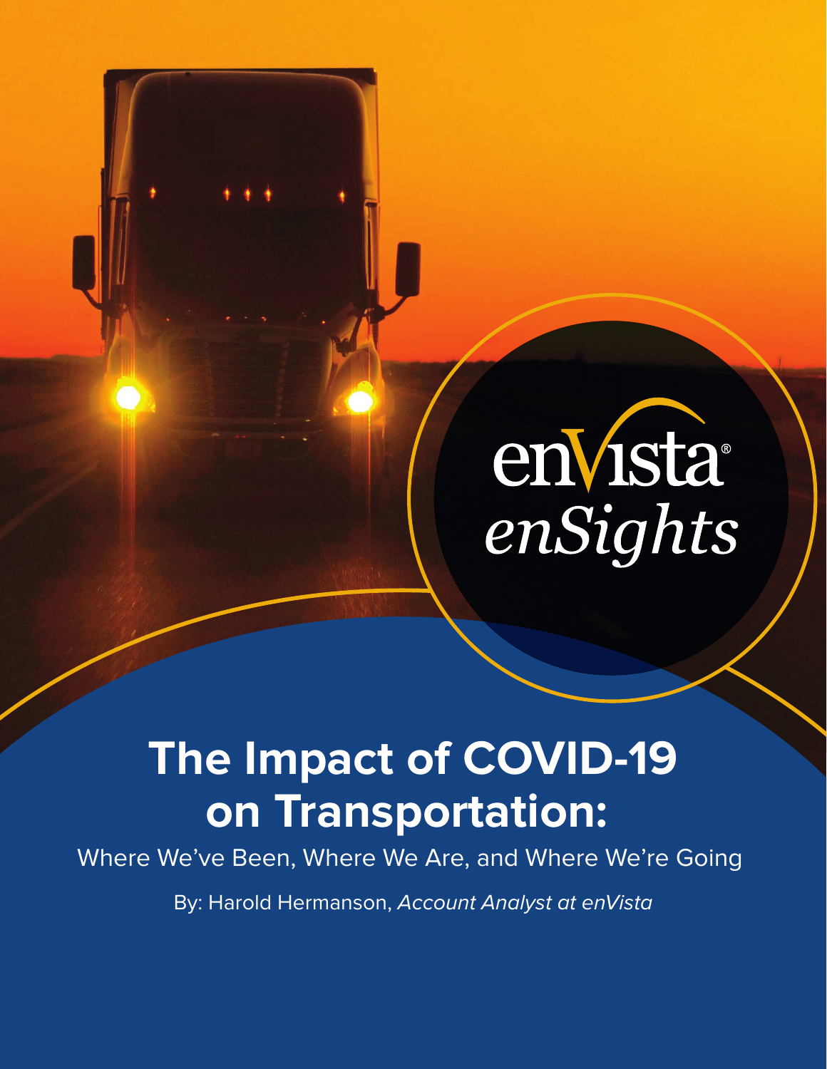envista
*enSights*

# The Impact of COVID-19 on Transportation:

Where We've Been, Where We Are, and Where We're Going

By: Harold Hermanson, *Account Analyst at enVista*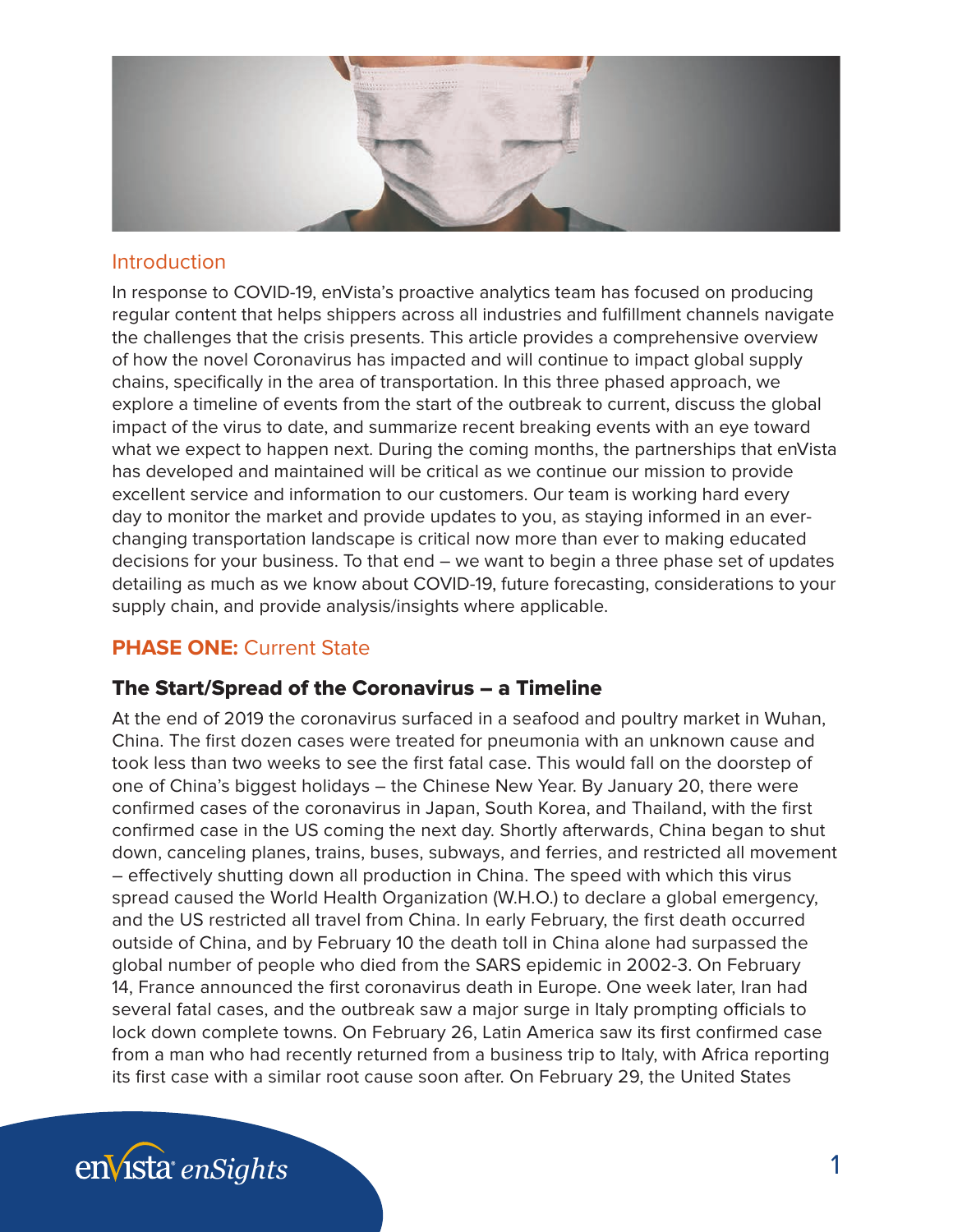## Introduction

In response to COVID-19, enVista's proactive analytics team has focused on producing regular content that helps shippers across all industries and fulfillment channels navigate the challenges that the crisis presents. This article provides a comprehensive overview of how the novel Coronavirus has impacted and will continue to impact global supply chains, specifically in the area of transportation. In this three phased approach, we explore a timeline of events from the start of the outbreak to current, discuss the global impact of the virus to date, and summarize recent breaking events with an eye toward what we expect to happen next. During the coming months, the partnerships that enVista has developed and maintained will be critical as we continue our mission to provide excellent service and information to our customers. Our team is working hard every day to monitor the market and provide updates to you, as staying informed in an ever-changing transportation landscape is critical now more than ever to making educated decisions for your business. To that end – we want to begin a three phase set of updates detailing as much as we know about COVID-19, future forecasting, considerations to your supply chain, and provide analysis/insights where applicable.

## **PHASE ONE:** Current State

### The Start/Spread of the Coronavirus – a Timeline

At the end of 2019 the coronavirus surfaced in a seafood and poultry market in Wuhan, China. The first dozen cases were treated for pneumonia with an unknown cause and took less than two weeks to see the first fatal case. This would fall on the doorstep of one of China's biggest holidays – the Chinese New Year. By January 20, there were confirmed cases of the coronavirus in Japan, South Korea, and Thailand, with the first confirmed case in the US coming the next day. Shortly afterwards, China began to shut down, canceling planes, trains, buses, subways, and ferries, and restricted all movement – effectively shutting down all production in China. The speed with which this virus spread caused the World Health Organization (W.H.O.) to declare a global emergency, and the US restricted all travel from China. In early February, the first death occurred outside of China, and by February 10 the death toll in China alone had surpassed the global number of people who died from the SARS epidemic in 2002-3. On February 14, France announced the first coronavirus death in Europe. One week later, Iran had several fatal cases, and the outbreak saw a major surge in Italy prompting officials to lock down complete towns. On February 26, Latin America saw its first confirmed case from a man who had recently returned from a business trip to Italy, with Africa reporting its first case with a similar root cause soon after. On February 29, the United States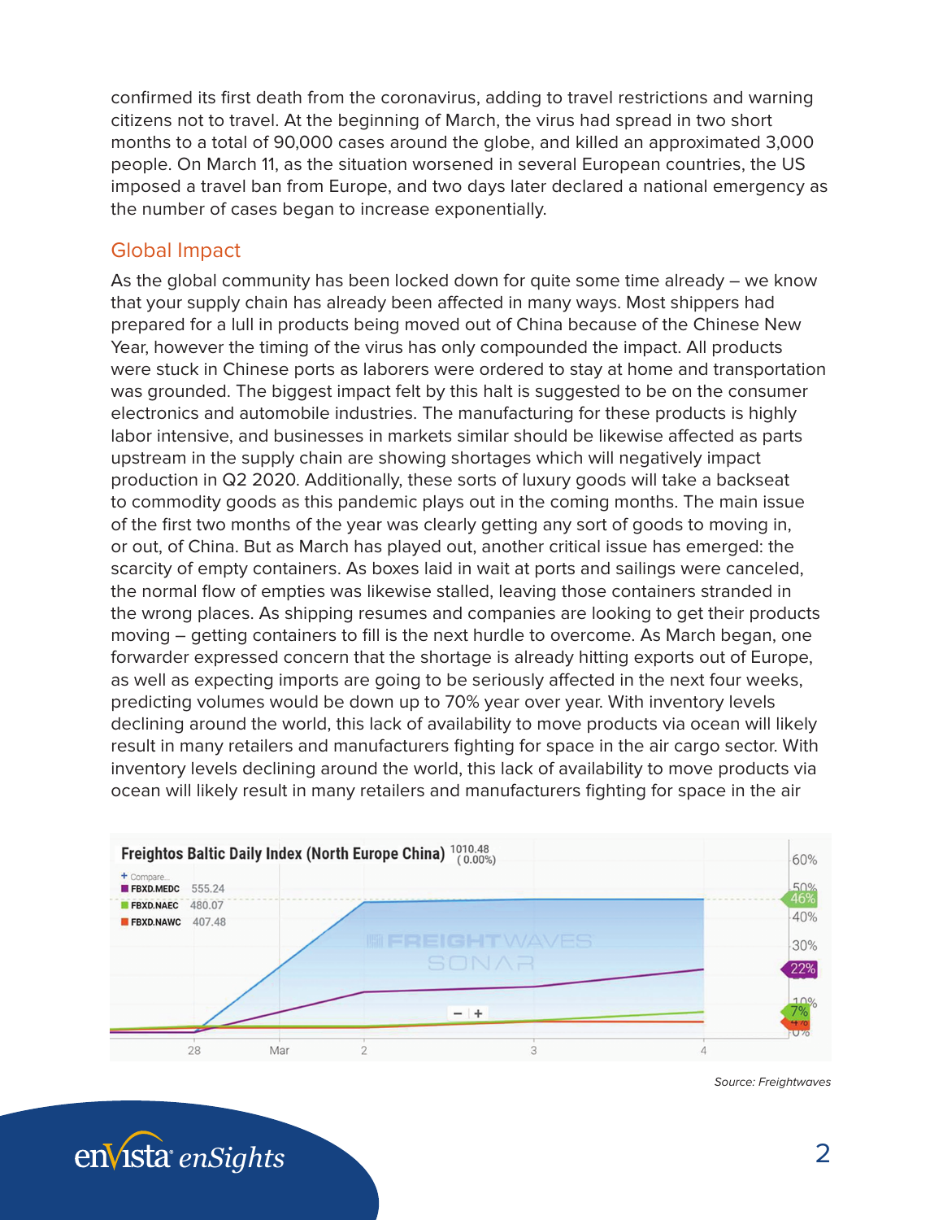confirmed its first death from the coronavirus, adding to travel restrictions and warning citizens not to travel. At the beginning of March, the virus had spread in two short months to a total of 90,000 cases around the globe, and killed an approximated 3,000 people. On March 11, as the situation worsened in several European countries, the US imposed a travel ban from Europe, and two days later declared a national emergency as the number of cases began to increase exponentially.

## Global Impact

As the global community has been locked down for quite some time already – we know that your supply chain has already been affected in many ways. Most shippers had prepared for a lull in products being moved out of China because of the Chinese New Year, however the timing of the virus has only compounded the impact. All products were stuck in Chinese ports as laborers were ordered to stay at home and transportation was grounded. The biggest impact felt by this halt is suggested to be on the consumer electronics and automobile industries. The manufacturing for these products is highly labor intensive, and businesses in markets similar should be likewise affected as parts upstream in the supply chain are showing shortages which will negatively impact production in Q2 2020. Additionally, these sorts of luxury goods will take a backseat to commodity goods as this pandemic plays out in the coming months. The main issue of the first two months of the year was clearly getting any sort of goods to moving in, or out, of China. But as March has played out, another critical issue has emerged: the scarcity of empty containers. As boxes laid in wait at ports and sailings were canceled, the normal flow of empties was likewise stalled, leaving those containers stranded in the wrong places. As shipping resumes and companies are looking to get their products moving – getting containers to fill is the next hurdle to overcome. As March began, one forwarder expressed concern that the shortage is already hitting exports out of Europe, as well as expecting imports are going to be seriously affected in the next four weeks, predicting volumes would be down up to 70% year over year. With inventory levels declining around the world, this lack of availability to move products via ocean will likely result in many retailers and manufacturers fighting for space in the air cargo sector. With inventory levels declining around the world, this lack of availability to move products via ocean will likely result in many retailers and manufacturers fighting for space in the air

*Source: Freightwaves*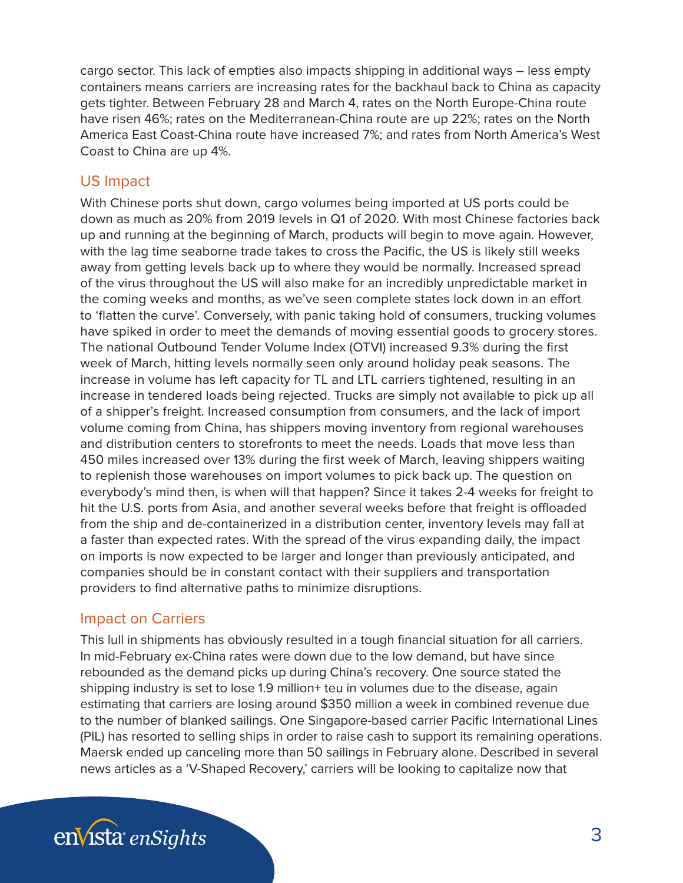cargo sector. This lack of empties also impacts shipping in additional ways – less empty containers means carriers are increasing rates for the backhaul back to China as capacity gets tighter. Between February 28 and March 4, rates on the North Europe-China route have risen 46%; rates on the Mediterranean-China route are up 22%; rates on the North America East Coast-China route have increased 7%; and rates from North America's West Coast to China are up 4%.

## US Impact

With Chinese ports shut down, cargo volumes being imported at US ports could be down as much as 20% from 2019 levels in Q1 of 2020. With most Chinese factories back up and running at the beginning of March, products will begin to move again. However, with the lag time seaborne trade takes to cross the Pacific, the US is likely still weeks away from getting levels back up to where they would be normally. Increased spread of the virus throughout the US will also make for an incredibly unpredictable market in the coming weeks and months, as we've seen complete states lock down in an effort to 'flatten the curve'. Conversely, with panic taking hold of consumers, trucking volumes have spiked in order to meet the demands of moving essential goods to grocery stores. The national Outbound Tender Volume Index (OTVI) increased 9.3% during the first week of March, hitting levels normally seen only around holiday peak seasons. The increase in volume has left capacity for TL and LTL carriers tightened, resulting in an increase in tendered loads being rejected. Trucks are simply not available to pick up all of a shipper's freight. Increased consumption from consumers, and the lack of import volume coming from China, has shippers moving inventory from regional warehouses and distribution centers to storefronts to meet the needs. Loads that move less than 450 miles increased over 13% during the first week of March, leaving shippers waiting to replenish those warehouses on import volumes to pick back up. The question on everybody's mind then, is when will that happen? Since it takes 2-4 weeks for freight to hit the U.S. ports from Asia, and another several weeks before that freight is offloaded from the ship and de-containerized in a distribution center, inventory levels may fall at a faster than expected rates. With the spread of the virus expanding daily, the impact on imports is now expected to be larger and longer than previously anticipated, and companies should be in constant contact with their suppliers and transportation providers to find alternative paths to minimize disruptions.

## Impact on Carriers

This lull in shipments has obviously resulted in a tough financial situation for all carriers. In mid-February ex-China rates were down due to the low demand, but have since rebounded as the demand picks up during China's recovery. One source stated the shipping industry is set to lose 1.9 million+ teu in volumes due to the disease, again estimating that carriers are losing around $350 million a week in combined revenue due to the number of blanked sailings. One Singapore-based carrier Pacific International Lines (PIL) has resorted to selling ships in order to raise cash to support its remaining operations. Maersk ended up canceling more than 50 sailings in February alone. Described in several news articles as a 'V-Shaped Recovery,' carriers will be looking to capitalize now that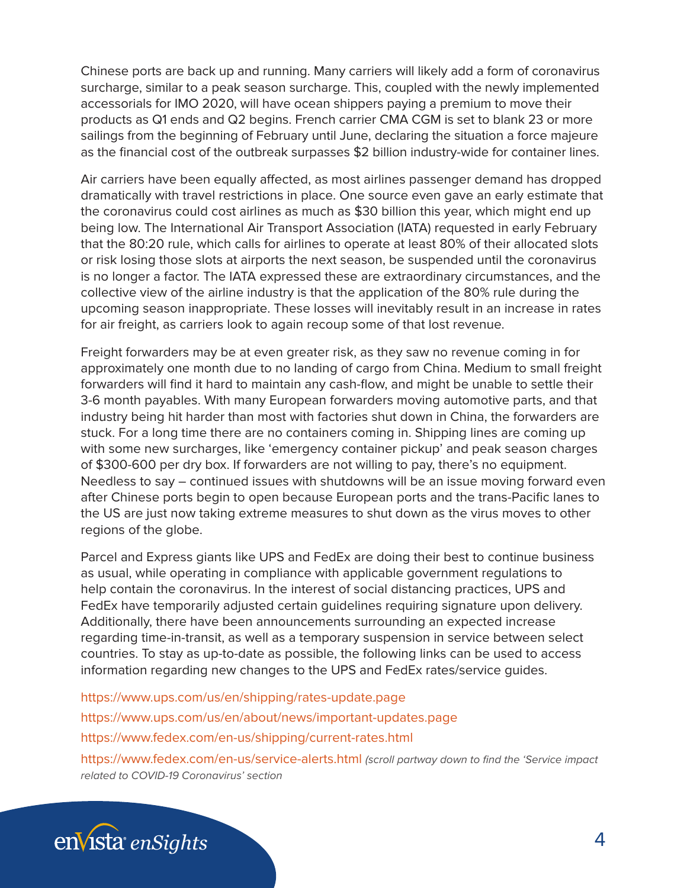Chinese ports are back up and running. Many carriers will likely add a form of coronavirus surcharge, similar to a peak season surcharge. This, coupled with the newly implemented accessorials for IMO 2020, will have ocean shippers paying a premium to move their products as Q1 ends and Q2 begins. French carrier CMA CGM is set to blank 23 or more sailings from the beginning of February until June, declaring the situation a force majeure as the financial cost of the outbreak surpasses $2 billion industry-wide for container lines.

Air carriers have been equally affected, as most airlines passenger demand has dropped dramatically with travel restrictions in place. One source even gave an early estimate that the coronavirus could cost airlines as much as $30 billion this year, which might end up being low. The International Air Transport Association (IATA) requested in early February that the 80:20 rule, which calls for airlines to operate at least 80% of their allocated slots or risk losing those slots at airports the next season, be suspended until the coronavirus is no longer a factor. The IATA expressed these are extraordinary circumstances, and the collective view of the airline industry is that the application of the 80% rule during the upcoming season inappropriate. These losses will inevitably result in an increase in rates for air freight, as carriers look to again recoup some of that lost revenue.

Freight forwarders may be at even greater risk, as they saw no revenue coming in for approximately one month due to no landing of cargo from China. Medium to small freight forwarders will find it hard to maintain any cash-flow, and might be unable to settle their 3-6 month payables. With many European forwarders moving automotive parts, and that industry being hit harder than most with factories shut down in China, the forwarders are stuck. For a long time there are no containers coming in. Shipping lines are coming up with some new surcharges, like 'emergency container pickup' and peak season charges of $300-600 per dry box. If forwarders are not willing to pay, there's no equipment. Needless to say – continued issues with shutdowns will be an issue moving forward even after Chinese ports begin to open because European ports and the trans-Pacific lanes to the US are just now taking extreme measures to shut down as the virus moves to other regions of the globe.

Parcel and Express giants like UPS and FedEx are doing their best to continue business as usual, while operating in compliance with applicable government regulations to help contain the coronavirus. In the interest of social distancing practices, UPS and FedEx have temporarily adjusted certain guidelines requiring signature upon delivery. Additionally, there have been announcements surrounding an expected increase regarding time-in-transit, as well as a temporary suspension in service between select countries. To stay as up-to-date as possible, the following links can be used to access information regarding new changes to the UPS and FedEx rates/service guides.

https://www.ups.com/us/en/shipping/rates-update.page

https://www.ups.com/us/en/about/news/important-updates.page

https://www.fedex.com/en-us/shipping/current-rates.html

https://www.fedex.com/en-us/service-alerts.html *(scroll partway down to find the 'Service impact related to COVID-19 Coronavirus' section*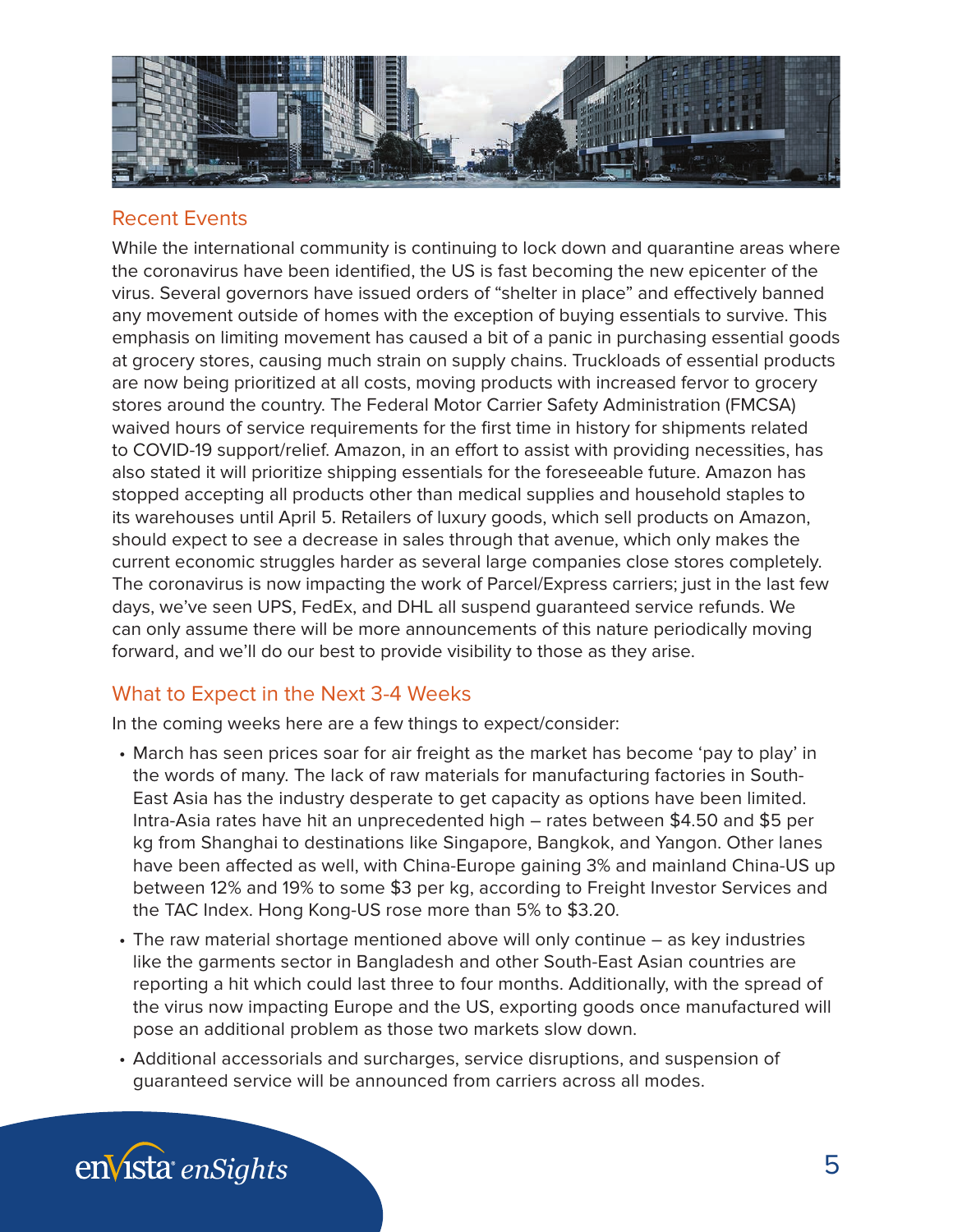## Recent Events

While the international community is continuing to lock down and quarantine areas where the coronavirus have been identified, the US is fast becoming the new epicenter of the virus. Several governors have issued orders of "shelter in place" and effectively banned any movement outside of homes with the exception of buying essentials to survive. This emphasis on limiting movement has caused a bit of a panic in purchasing essential goods at grocery stores, causing much strain on supply chains. Truckloads of essential products are now being prioritized at all costs, moving products with increased fervor to grocery stores around the country. The Federal Motor Carrier Safety Administration (FMCSA) waived hours of service requirements for the first time in history for shipments related to COVID-19 support/relief. Amazon, in an effort to assist with providing necessities, has also stated it will prioritize shipping essentials for the foreseeable future. Amazon has stopped accepting all products other than medical supplies and household staples to its warehouses until April 5. Retailers of luxury goods, which sell products on Amazon, should expect to see a decrease in sales through that avenue, which only makes the current economic struggles harder as several large companies close stores completely. The coronavirus is now impacting the work of Parcel/Express carriers; just in the last few days, we've seen UPS, FedEx, and DHL all suspend guaranteed service refunds. We can only assume there will be more announcements of this nature periodically moving forward, and we'll do our best to provide visibility to those as they arise.

## What to Expect in the Next 3-4 Weeks

In the coming weeks here are a few things to expect/consider:

- March has seen prices soar for air freight as the market has become 'pay to play' in the words of many. The lack of raw materials for manufacturing factories in South-East Asia has the industry desperate to get capacity as options have been limited. Intra-Asia rates have hit an unprecedented high – rates between $4.50 and $5 per kg from Shanghai to destinations like Singapore, Bangkok, and Yangon. Other lanes have been affected as well, with China-Europe gaining 3% and mainland China-US up between 12% and 19% to some $3 per kg, according to Freight Investor Services and the TAC Index. Hong Kong-US rose more than 5% to $3.20.
- The raw material shortage mentioned above will only continue – as key industries like the garments sector in Bangladesh and other South-East Asian countries are reporting a hit which could last three to four months. Additionally, with the spread of the virus now impacting Europe and the US, exporting goods once manufactured will pose an additional problem as those two markets slow down.
- Additional accessorials and surcharges, service disruptions, and suspension of guaranteed service will be announced from carriers across all modes.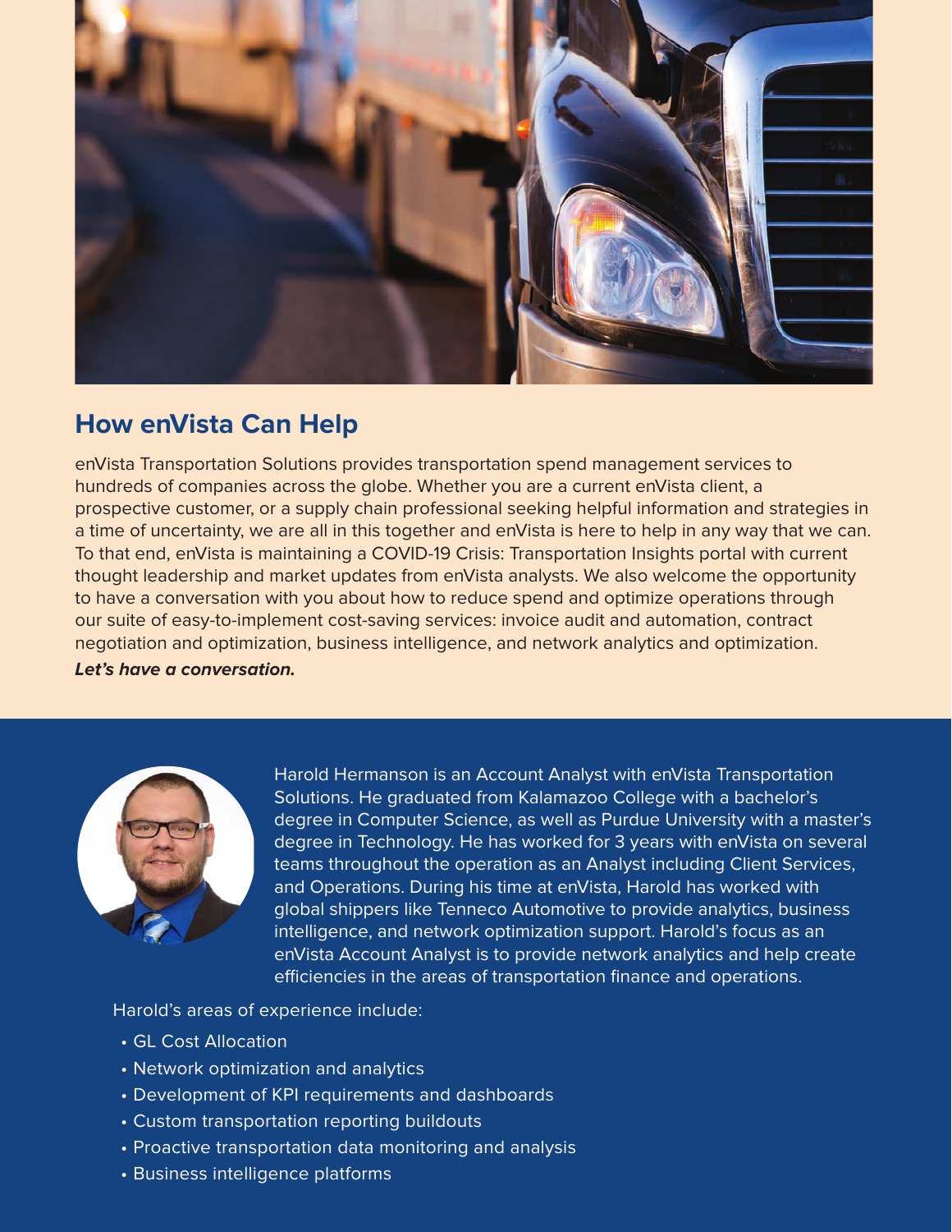## How enVista Can Help

enVista Transportation Solutions provides transportation spend management services to hundreds of companies across the globe. Whether you are a current enVista client, a prospective customer, or a supply chain professional seeking helpful information and strategies in a time of uncertainty, we are all in this together and enVista is here to help in any way that we can. To that end, enVista is maintaining a COVID-19 Crisis: Transportation Insights portal with current thought leadership and market updates from enVista analysts. We also welcome the opportunity to have a conversation with you about how to reduce spend and optimize operations through our suite of easy-to-implement cost-saving services: invoice audit and automation, contract negotiation and optimization, business intelligence, and network analytics and optimization.

***Let's have a conversation.***

Harold Hermanson is an Account Analyst with enVista Transportation Solutions. He graduated from Kalamazoo College with a bachelor's degree in Computer Science, as well as Purdue University with a master's degree in Technology. He has worked for 3 years with enVista on several teams throughout the operation as an Analyst including Client Services, and Operations. During his time at enVista, Harold has worked with global shippers like Tenneco Automotive to provide analytics, business intelligence, and network optimization support. Harold's focus as an enVista Account Analyst is to provide network analytics and help create efficiencies in the areas of transportation finance and operations.

Harold's areas of experience include:

- GL Cost Allocation
- Network optimization and analytics
- Development of KPI requirements and dashboards
- Custom transportation reporting buildouts
- Proactive transportation data monitoring and analysis
- Business intelligence platforms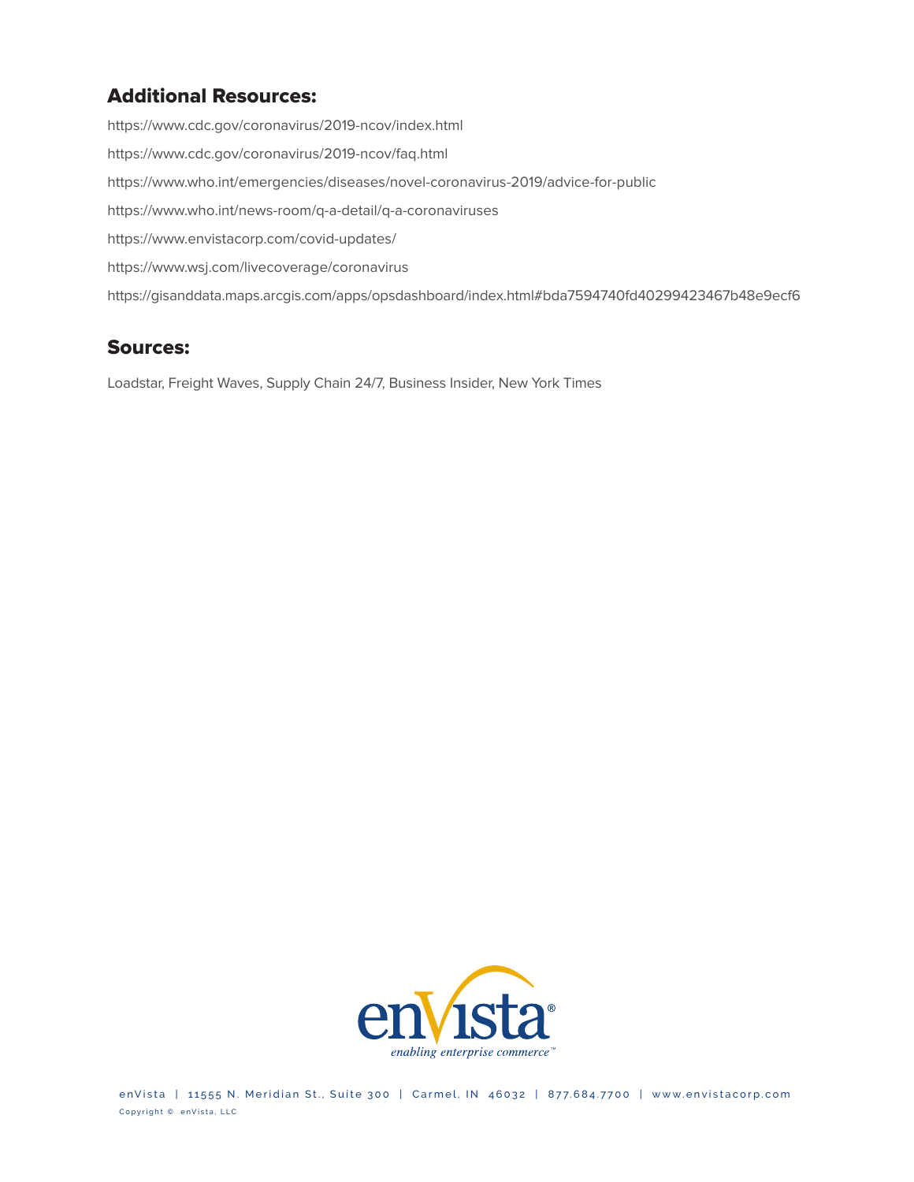## Additional Resources:

https://www.cdc.gov/coronavirus/2019-ncov/index.html

https://www.cdc.gov/coronavirus/2019-ncov/faq.html

https://www.who.int/emergencies/diseases/novel-coronavirus-2019/advice-for-public

https://www.who.int/news-room/q-a-detail/q-a-coronaviruses

https://www.envistacorp.com/covid-updates/

https://www.wsj.com/livecoverage/coronavirus

https://gisanddata.maps.arcgis.com/apps/opsdashboard/index.html#bda7594740fd40299423467b48e9ecf6

## Sources:

Loadstar, Freight Waves, Supply Chain 24/7, Business Insider, New York Times

enVista®

*enabling enterprise commerce™*

enVista | 11555 N. Meridian St., Suite 300 | Carmel, IN 46032 | 877.684.7700 | www.envistacorp.com

Copyright © enVista, LLC